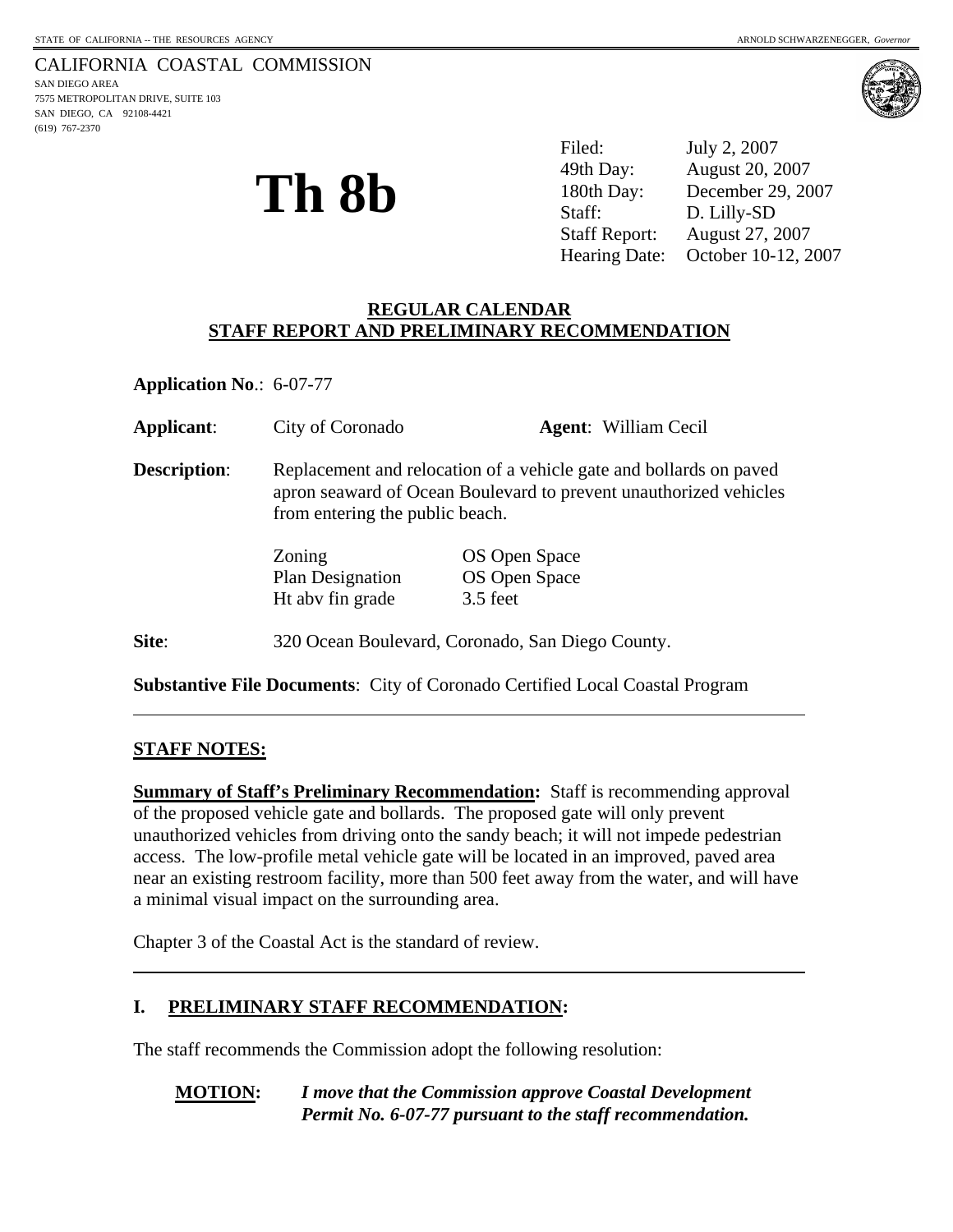STATE OF CALIFORNIA -- THE RESOURCES AGENCY — ARNOLD SCHWARZENEGGER, *Governor*

CALIFORNIA COASTAL COMMISSION
SAN DIEGO AREA
7575 METROPOLITAN DRIVE, SUITE 103
SAN DIEGO, CA 92108-4421
(619) 767-2370

# Th 8b

| | |
|---|---|
| Filed: | July 2, 2007 |
| 49th Day: | August 20, 2007 |
| 180th Day: | December 29, 2007 |
| Staff: | D. Lilly-SD |
| Staff Report: | August 27, 2007 |
| Hearing Date: | October 10-12, 2007 |

**REGULAR CALENDAR**
**STAFF REPORT AND PRELIMINARY RECOMMENDATION**

**Application No**.: 6-07-77

**Applicant**: City of Coronado **Agent**: William Cecil

**Description**: Replacement and relocation of a vehicle gate and bollards on paved apron seaward of Ocean Boulevard to prevent unauthorized vehicles from entering the public beach.

| | |
|---|---|
| Zoning | OS Open Space |
| Plan Designation | OS Open Space |
| Ht abv fin grade | 3.5 feet |

**Site**: 320 Ocean Boulevard, Coronado, San Diego County.

**Substantive File Documents**: City of Coronado Certified Local Coastal Program

---

**STAFF NOTES:**

**Summary of Staff's Preliminary Recommendation:** Staff is recommending approval of the proposed vehicle gate and bollards. The proposed gate will only prevent unauthorized vehicles from driving onto the sandy beach; it will not impede pedestrian access. The low-profile metal vehicle gate will be located in an improved, paved area near an existing restroom facility, more than 500 feet away from the water, and will have a minimal visual impact on the surrounding area.

Chapter 3 of the Coastal Act is the standard of review.

---

## I. PRELIMINARY STAFF RECOMMENDATION:

The staff recommends the Commission adopt the following resolution:

**MOTION:** ***I move that the Commission approve Coastal Development Permit No. 6-07-77 pursuant to the staff recommendation.***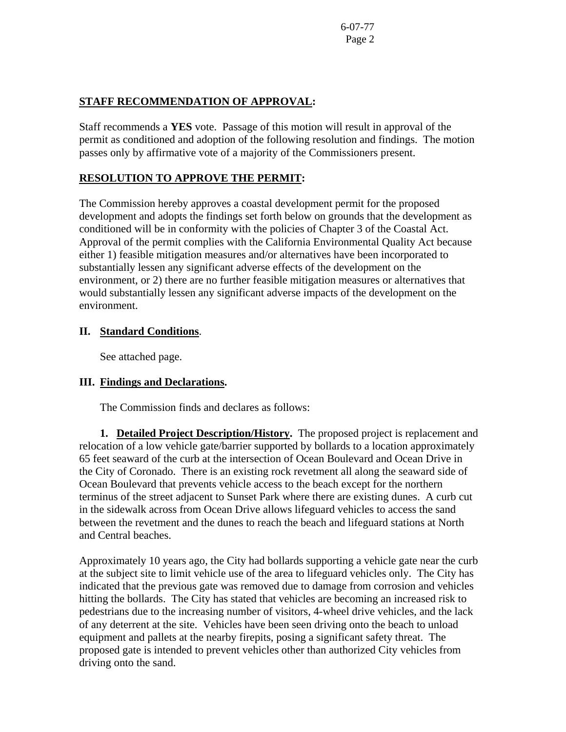**STAFF RECOMMENDATION OF APPROVAL:**

Staff recommends a **YES** vote. Passage of this motion will result in approval of the permit as conditioned and adoption of the following resolution and findings. The motion passes only by affirmative vote of a majority of the Commissioners present.

**RESOLUTION TO APPROVE THE PERMIT:**

The Commission hereby approves a coastal development permit for the proposed development and adopts the findings set forth below on grounds that the development as conditioned will be in conformity with the policies of Chapter 3 of the Coastal Act. Approval of the permit complies with the California Environmental Quality Act because either 1) feasible mitigation measures and/or alternatives have been incorporated to substantially lessen any significant adverse effects of the development on the environment, or 2) there are no further feasible mitigation measures or alternatives that would substantially lessen any significant adverse impacts of the development on the environment.

**II. Standard Conditions.**

See attached page.

**III. Findings and Declarations.**

The Commission finds and declares as follows:

**1. Detailed Project Description/History.** The proposed project is replacement and relocation of a low vehicle gate/barrier supported by bollards to a location approximately 65 feet seaward of the curb at the intersection of Ocean Boulevard and Ocean Drive in the City of Coronado. There is an existing rock revetment all along the seaward side of Ocean Boulevard that prevents vehicle access to the beach except for the northern terminus of the street adjacent to Sunset Park where there are existing dunes. A curb cut in the sidewalk across from Ocean Drive allows lifeguard vehicles to access the sand between the revetment and the dunes to reach the beach and lifeguard stations at North and Central beaches.

Approximately 10 years ago, the City had bollards supporting a vehicle gate near the curb at the subject site to limit vehicle use of the area to lifeguard vehicles only. The City has indicated that the previous gate was removed due to damage from corrosion and vehicles hitting the bollards. The City has stated that vehicles are becoming an increased risk to pedestrians due to the increasing number of visitors, 4-wheel drive vehicles, and the lack of any deterrent at the site. Vehicles have been seen driving onto the beach to unload equipment and pallets at the nearby firepits, posing a significant safety threat. The proposed gate is intended to prevent vehicles other than authorized City vehicles from driving onto the sand.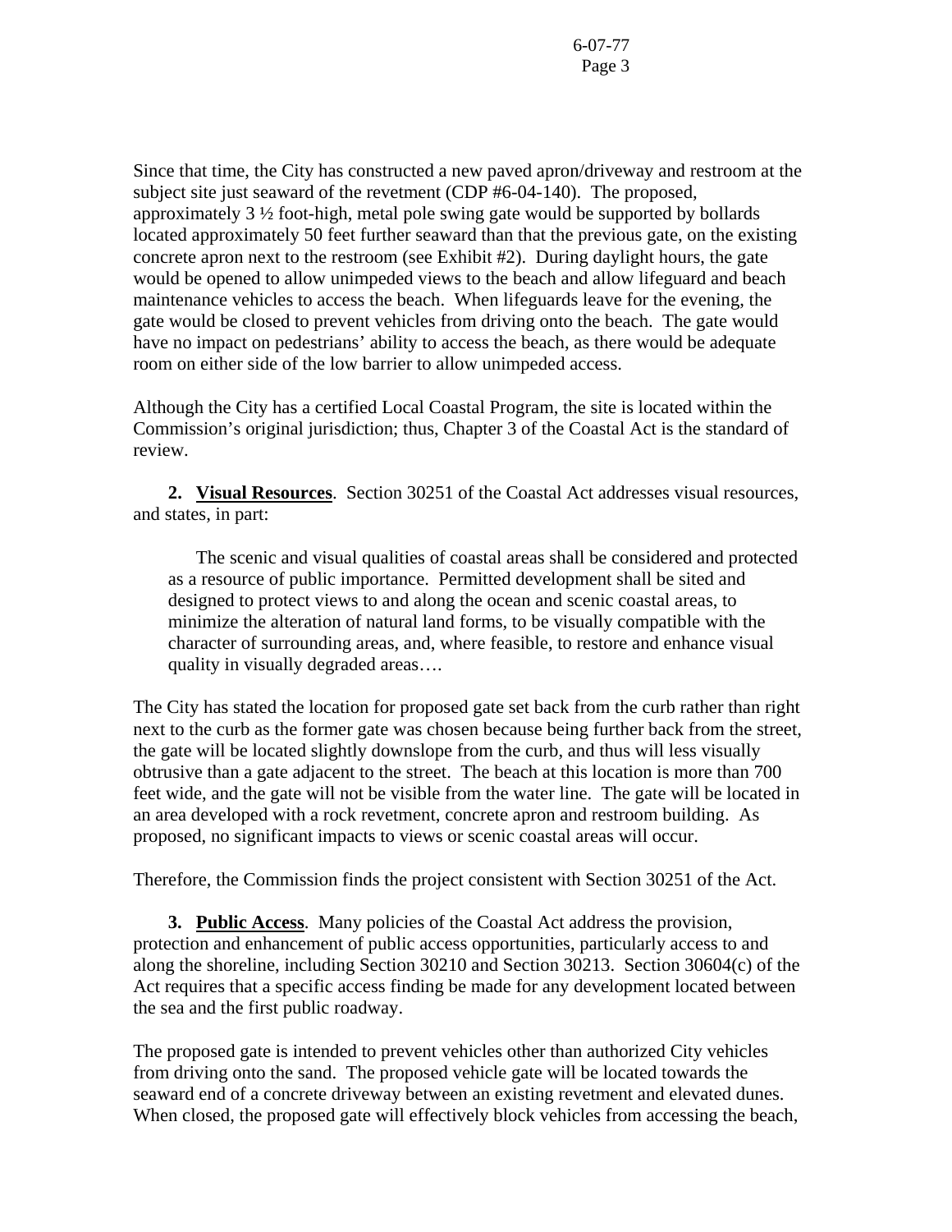Since that time, the City has constructed a new paved apron/driveway and restroom at the subject site just seaward of the revetment (CDP #6-04-140). The proposed, approximately 3 ½ foot-high, metal pole swing gate would be supported by bollards located approximately 50 feet further seaward than that the previous gate, on the existing concrete apron next to the restroom (see Exhibit #2). During daylight hours, the gate would be opened to allow unimpeded views to the beach and allow lifeguard and beach maintenance vehicles to access the beach. When lifeguards leave for the evening, the gate would be closed to prevent vehicles from driving onto the beach. The gate would have no impact on pedestrians' ability to access the beach, as there would be adequate room on either side of the low barrier to allow unimpeded access.

Although the City has a certified Local Coastal Program, the site is located within the Commission's original jurisdiction; thus, Chapter 3 of the Coastal Act is the standard of review.

**2. <u>Visual Resources</u>**. Section 30251 of the Coastal Act addresses visual resources, and states, in part:

> The scenic and visual qualities of coastal areas shall be considered and protected as a resource of public importance. Permitted development shall be sited and designed to protect views to and along the ocean and scenic coastal areas, to minimize the alteration of natural land forms, to be visually compatible with the character of surrounding areas, and, where feasible, to restore and enhance visual quality in visually degraded areas….

The City has stated the location for proposed gate set back from the curb rather than right next to the curb as the former gate was chosen because being further back from the street, the gate will be located slightly downslope from the curb, and thus will less visually obtrusive than a gate adjacent to the street. The beach at this location is more than 700 feet wide, and the gate will not be visible from the water line. The gate will be located in an area developed with a rock revetment, concrete apron and restroom building. As proposed, no significant impacts to views or scenic coastal areas will occur.

Therefore, the Commission finds the project consistent with Section 30251 of the Act.

**3. <u>Public Access</u>**. Many policies of the Coastal Act address the provision, protection and enhancement of public access opportunities, particularly access to and along the shoreline, including Section 30210 and Section 30213. Section 30604(c) of the Act requires that a specific access finding be made for any development located between the sea and the first public roadway.

The proposed gate is intended to prevent vehicles other than authorized City vehicles from driving onto the sand. The proposed vehicle gate will be located towards the seaward end of a concrete driveway between an existing revetment and elevated dunes. When closed, the proposed gate will effectively block vehicles from accessing the beach,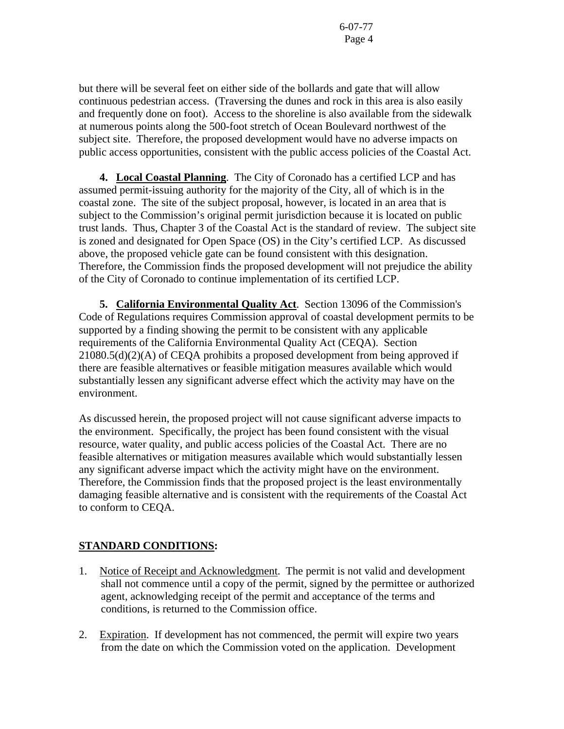but there will be several feet on either side of the bollards and gate that will allow continuous pedestrian access. (Traversing the dunes and rock in this area is also easily and frequently done on foot). Access to the shoreline is also available from the sidewalk at numerous points along the 500-foot stretch of Ocean Boulevard northwest of the subject site. Therefore, the proposed development would have no adverse impacts on public access opportunities, consistent with the public access policies of the Coastal Act.

**4. Local Coastal Planning**. The City of Coronado has a certified LCP and has assumed permit-issuing authority for the majority of the City, all of which is in the coastal zone. The site of the subject proposal, however, is located in an area that is subject to the Commission's original permit jurisdiction because it is located on public trust lands. Thus, Chapter 3 of the Coastal Act is the standard of review. The subject site is zoned and designated for Open Space (OS) in the City's certified LCP. As discussed above, the proposed vehicle gate can be found consistent with this designation. Therefore, the Commission finds the proposed development will not prejudice the ability of the City of Coronado to continue implementation of its certified LCP.

**5. California Environmental Quality Act**. Section 13096 of the Commission's Code of Regulations requires Commission approval of coastal development permits to be supported by a finding showing the permit to be consistent with any applicable requirements of the California Environmental Quality Act (CEQA). Section 21080.5(d)(2)(A) of CEQA prohibits a proposed development from being approved if there are feasible alternatives or feasible mitigation measures available which would substantially lessen any significant adverse effect which the activity may have on the environment.

As discussed herein, the proposed project will not cause significant adverse impacts to the environment. Specifically, the project has been found consistent with the visual resource, water quality, and public access policies of the Coastal Act. There are no feasible alternatives or mitigation measures available which would substantially lessen any significant adverse impact which the activity might have on the environment. Therefore, the Commission finds that the proposed project is the least environmentally damaging feasible alternative and is consistent with the requirements of the Coastal Act to conform to CEQA.

## STANDARD CONDITIONS:

1. Notice of Receipt and Acknowledgment. The permit is not valid and development shall not commence until a copy of the permit, signed by the permittee or authorized agent, acknowledging receipt of the permit and acceptance of the terms and conditions, is returned to the Commission office.

2. Expiration. If development has not commenced, the permit will expire two years from the date on which the Commission voted on the application. Development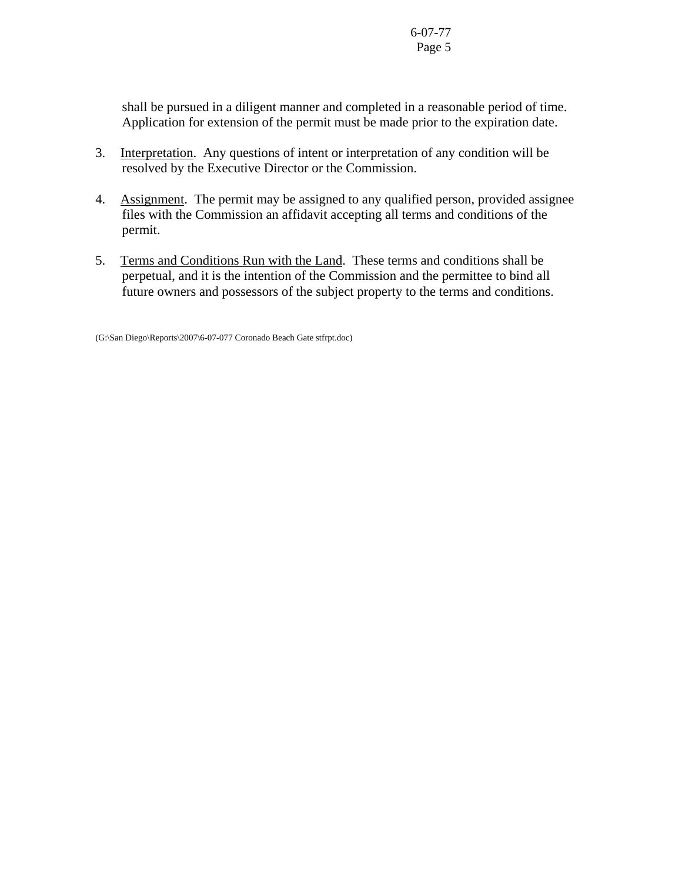shall be pursued in a diligent manner and completed in a reasonable period of time. Application for extension of the permit must be made prior to the expiration date.

3. Interpretation. Any questions of intent or interpretation of any condition will be resolved by the Executive Director or the Commission.

4. Assignment. The permit may be assigned to any qualified person, provided assignee files with the Commission an affidavit accepting all terms and conditions of the permit.

5. Terms and Conditions Run with the Land. These terms and conditions shall be perpetual, and it is the intention of the Commission and the permittee to bind all future owners and possessors of the subject property to the terms and conditions.

(G:\San Diego\Reports\2007\6-07-077 Coronado Beach Gate stfrpt.doc)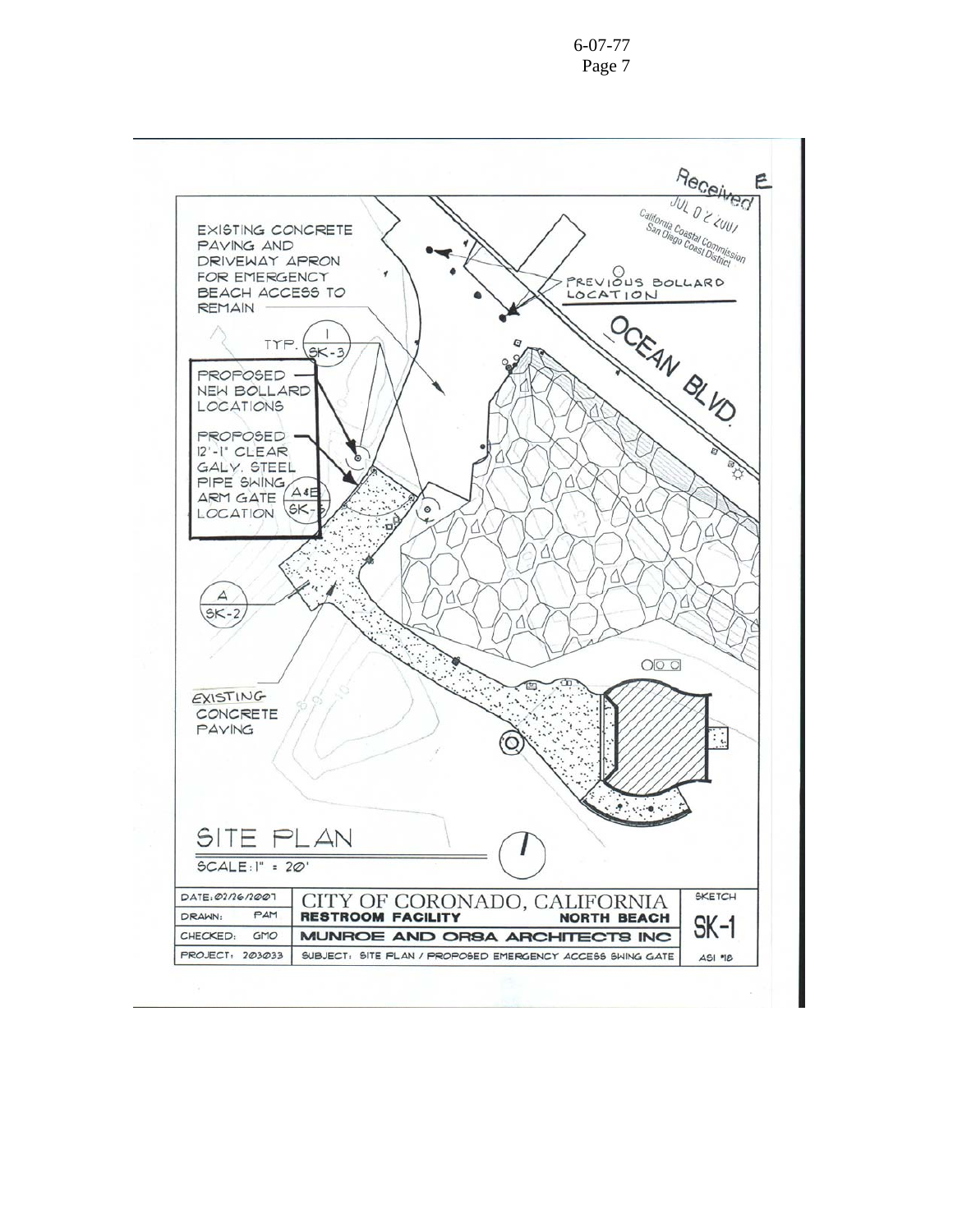Received
JUL 0 2 2007
California Coastal Commission
San Diego Coast District

E

EXISTING CONCRETE PAVING AND DRIVEWAY APRON FOR EMERGENCY BEACH ACCESS TO REMAIN

PREVIOUS BOLLARD LOCATION

OCEAN BLVD.

TYP. 1 / SK-3

PROPOSED NEW BOLLARD LOCATIONS

PROPOSED 12'-1" CLEAR GALV. STEEL PIPE SWING ARM GATE LOCATION

A&E / SK-3

A / SK-2

EXISTING CONCRETE PAVING

SITE PLAN

SCALE: 1" = 20'

| DATE: 02/26/2007 | CITY OF CORONADO, CALIFORNIA | SKETCH |
|---|---|---|
| DRAWN: PAM | RESTROOM FACILITY NORTH BEACH | SK-1 |
| CHECKED: GMO | MUNROE AND ORSA ARCHITECTS INC | |
| PROJECT: 203033 | SUBJECT: SITE PLAN / PROPOSED EMERGENCY ACCESS SWING GATE | ASI #18 |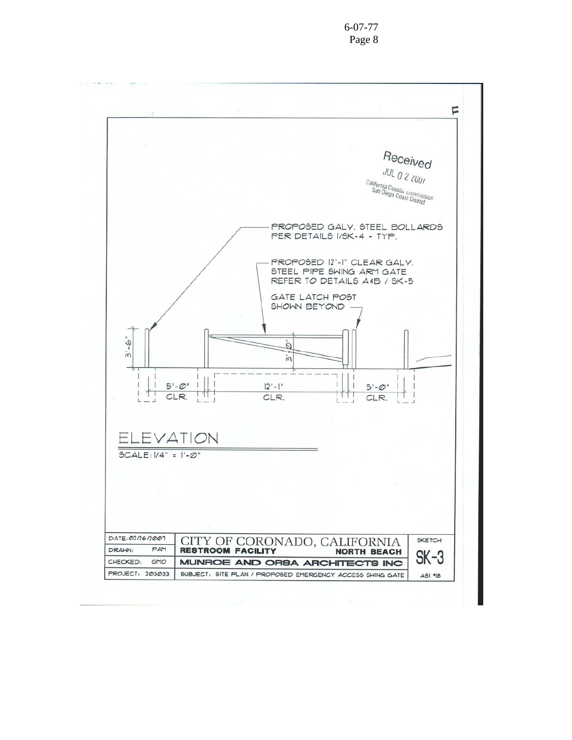Received
JUL 0 2 2007
California Coastal Commission
San Diego Coast District

PROPOSED GALV. STEEL BOLLARDS PER DETAILS 1/SK-4 - TYP.

PROPOSED 12'-1" CLEAR GALV. STEEL PIPE SWING ARM GATE REFER TO DETAILS A&B / SK-5

GATE LATCH POST SHOWN BEYOND

3'-6"

3'-0"

5'-0" CLR.

12'-1" CLR.

5'-0" CLR.

## ELEVATION

SCALE: 1/4" = 1'-0"

| | | |
|---|---|---|
| DATE: 02/26/2007 | CITY OF CORONADO, CALIFORNIA | SKETCH |
| DRAWN: PAM | RESTROOM FACILITY NORTH BEACH | SK-3 |
| CHECKED: GMO | MUNROE AND ORSA ARCHITECTS INC | |
| PROJECT: 203033 | SUBJECT: SITE PLAN / PROPOSED EMERGENCY ACCESS SWING GATE | ASI #18 |